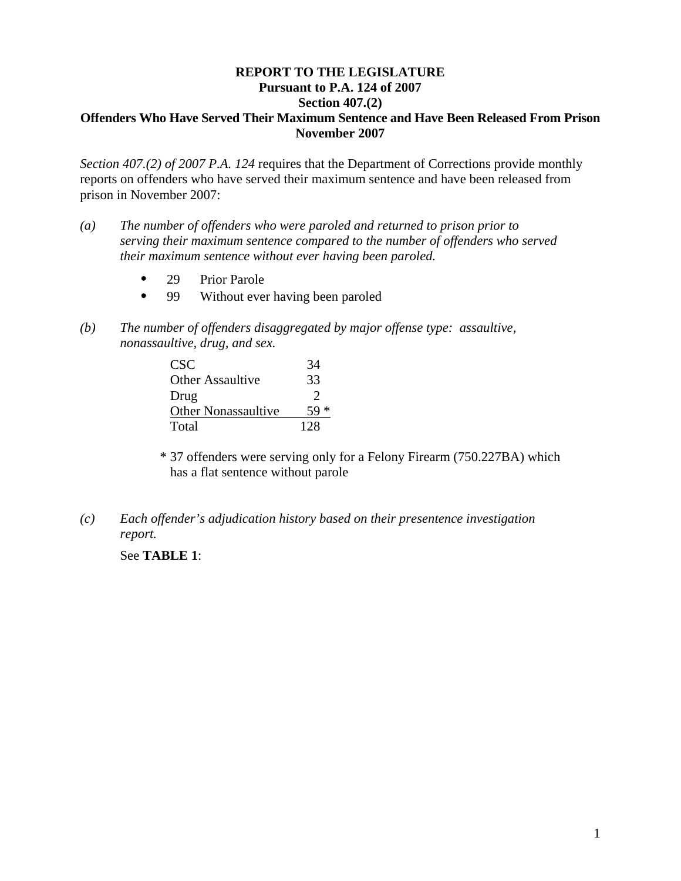**REPORT TO THE LEGISLATURE**
**Pursuant to P.A. 124 of 2007**
**Section 407.(2)**
**Offenders Who Have Served Their Maximum Sentence and Have Been Released From Prison**
**November 2007**

*Section 407.(2) of 2007 P.A. 124* requires that the Department of Corrections provide monthly reports on offenders who have served their maximum sentence and have been released from prison in November 2007:

*(a)* *The number of offenders who were paroled and returned to prison prior to serving their maximum sentence compared to the number of offenders who served their maximum sentence without ever having been paroled.*

- 29 Prior Parole
- 99 Without ever having been paroled

*(b)* *The number of offenders disaggregated by major offense type: assaultive, nonassaultive, drug, and sex.*

| | |
|---|---|
| CSC | 34 |
| Other Assaultive | 33 |
| Drug | 2 |
| Other Nonassaultive | 59 * |
| Total | 128 |

\* 37 offenders were serving only for a Felony Firearm (750.227BA) which has a flat sentence without parole

*(c)* *Each offender's adjudication history based on their presentence investigation report.*

See **TABLE 1**: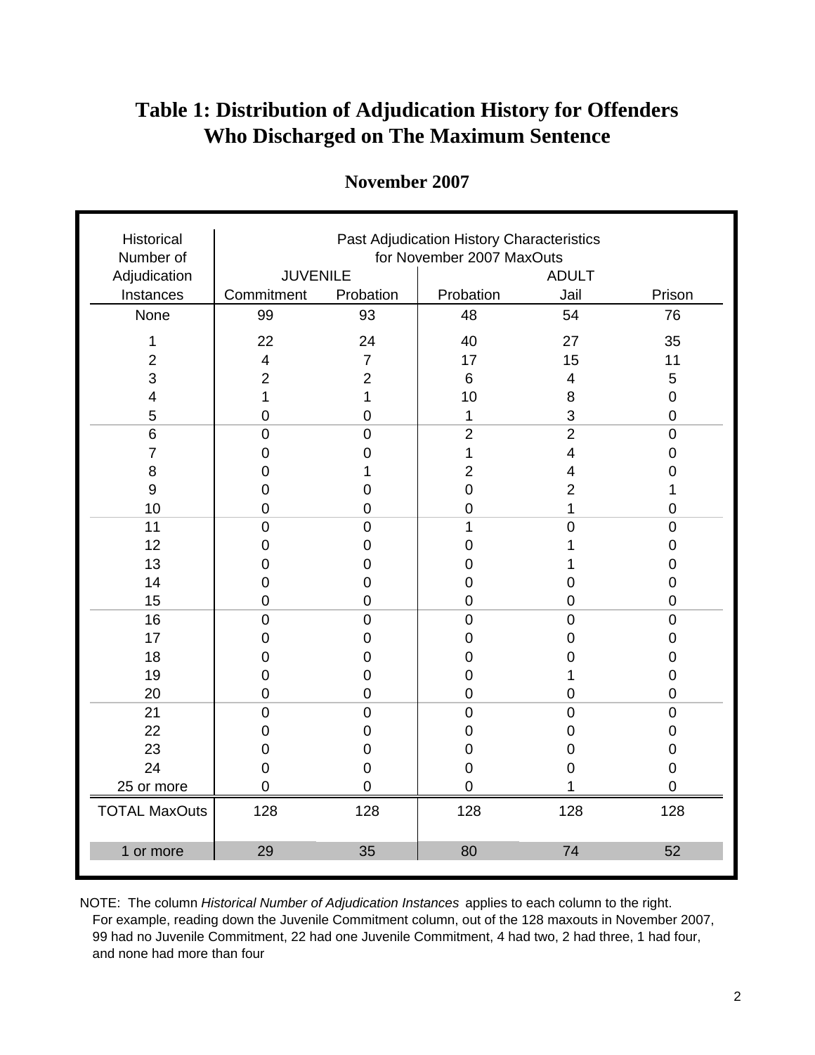# Table 1: Distribution of Adjudication History for Offenders Who Discharged on The Maximum Sentence

## November 2007

| Historical Number of Adjudication Instances | Past Adjudication History Characteristics for November 2007 MaxOuts | | | | |
|---|---|---|---|---|---|
| | JUVENILE | | ADULT | | |
| | Commitment | Probation | Probation | Jail | Prison |
| None | 99 | 93 | 48 | 54 | 76 |
| 1 | 22 | 24 | 40 | 27 | 35 |
| 2 | 4 | 7 | 17 | 15 | 11 |
| 3 | 2 | 2 | 6 | 4 | 5 |
| 4 | 1 | 1 | 10 | 8 | 0 |
| 5 | 0 | 0 | 1 | 3 | 0 |
| 6 | 0 | 0 | 2 | 2 | 0 |
| 7 | 0 | 0 | 1 | 4 | 0 |
| 8 | 0 | 1 | 2 | 4 | 0 |
| 9 | 0 | 0 | 0 | 2 | 1 |
| 10 | 0 | 0 | 0 | 1 | 0 |
| 11 | 0 | 0 | 1 | 0 | 0 |
| 12 | 0 | 0 | 0 | 1 | 0 |
| 13 | 0 | 0 | 0 | 1 | 0 |
| 14 | 0 | 0 | 0 | 0 | 0 |
| 15 | 0 | 0 | 0 | 0 | 0 |
| 16 | 0 | 0 | 0 | 0 | 0 |
| 17 | 0 | 0 | 0 | 0 | 0 |
| 18 | 0 | 0 | 0 | 0 | 0 |
| 19 | 0 | 0 | 0 | 1 | 0 |
| 20 | 0 | 0 | 0 | 0 | 0 |
| 21 | 0 | 0 | 0 | 0 | 0 |
| 22 | 0 | 0 | 0 | 0 | 0 |
| 23 | 0 | 0 | 0 | 0 | 0 |
| 24 | 0 | 0 | 0 | 0 | 0 |
| 25 or more | 0 | 0 | 0 | 1 | 0 |
| TOTAL MaxOuts | 128 | 128 | 128 | 128 | 128 |
| 1 or more | 29 | 35 | 80 | 74 | 52 |

NOTE: The column *Historical Number of Adjudication Instances* applies to each column to the right. For example, reading down the Juvenile Commitment column, out of the 128 maxouts in November 2007, 99 had no Juvenile Commitment, 22 had one Juvenile Commitment, 4 had two, 2 had three, 1 had four, and none had more than four